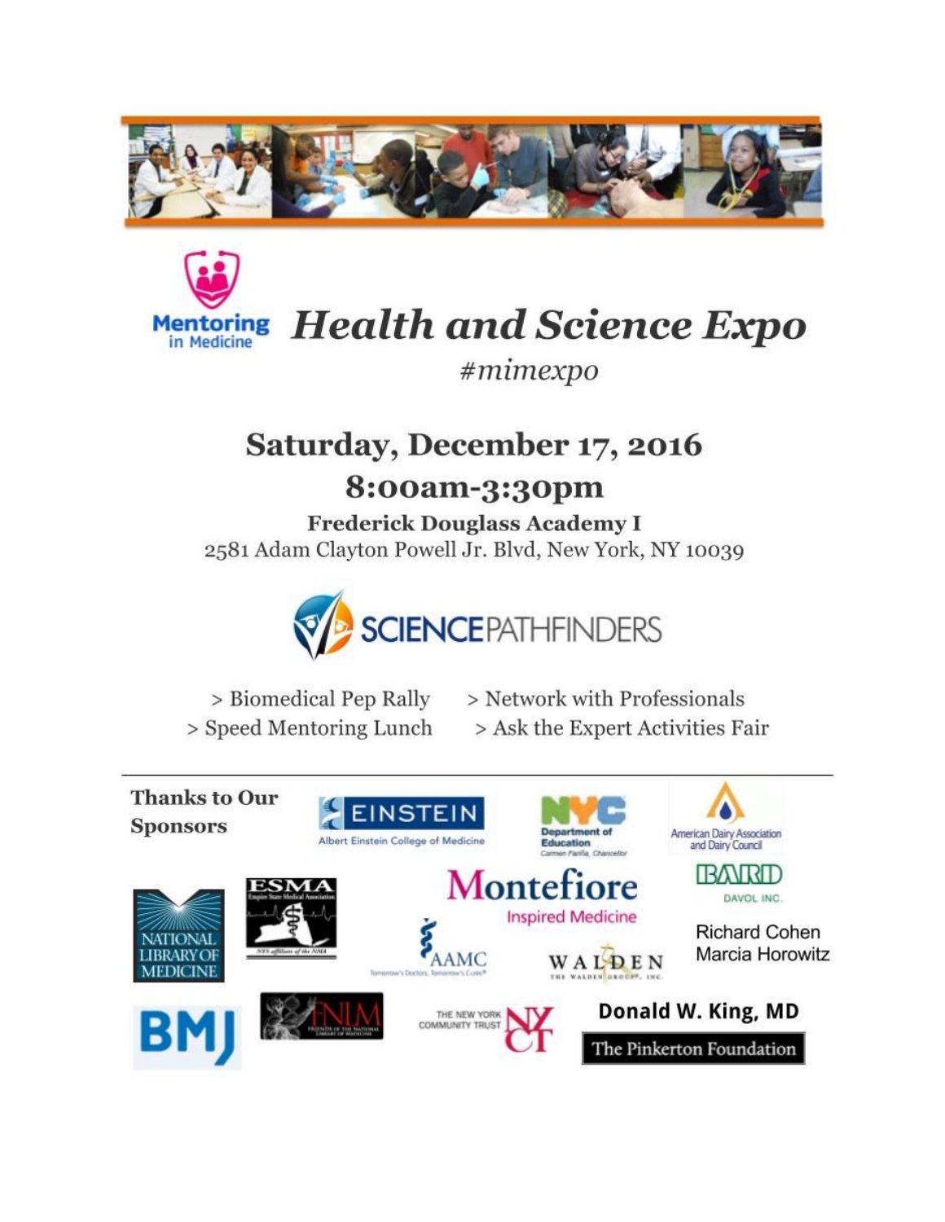Mentoring in Medicine

# Health and Science Expo

*#mimexpo*

## Saturday, December 17, 2016

## 8:00am-3:30pm

**Frederick Douglass Academy I**

2581 Adam Clayton Powell Jr. Blvd, New York, NY 10039

SCIENCEPATHFINDERS

> Biomedical Pep Rally
> Speed Mentoring Lunch
> Network with Professionals
> Ask the Expert Activities Fair

---

**Thanks to Our Sponsors**

EINSTEIN Albert Einstein College of Medicine

NYC Department of Education

American Dairy Association and Dairy Council

National Library of Medicine

ESMA Empire State Medical Association

Montefiore Inspired Medicine

BARD Davol Inc.

AAMC

Walden The Walden Group, Inc.

Richard Cohen
Marcia Horowitz

BMJ

FNLM Friends of the National Library of Medicine

The New York Community Trust

Donald W. King, MD

The Pinkerton Foundation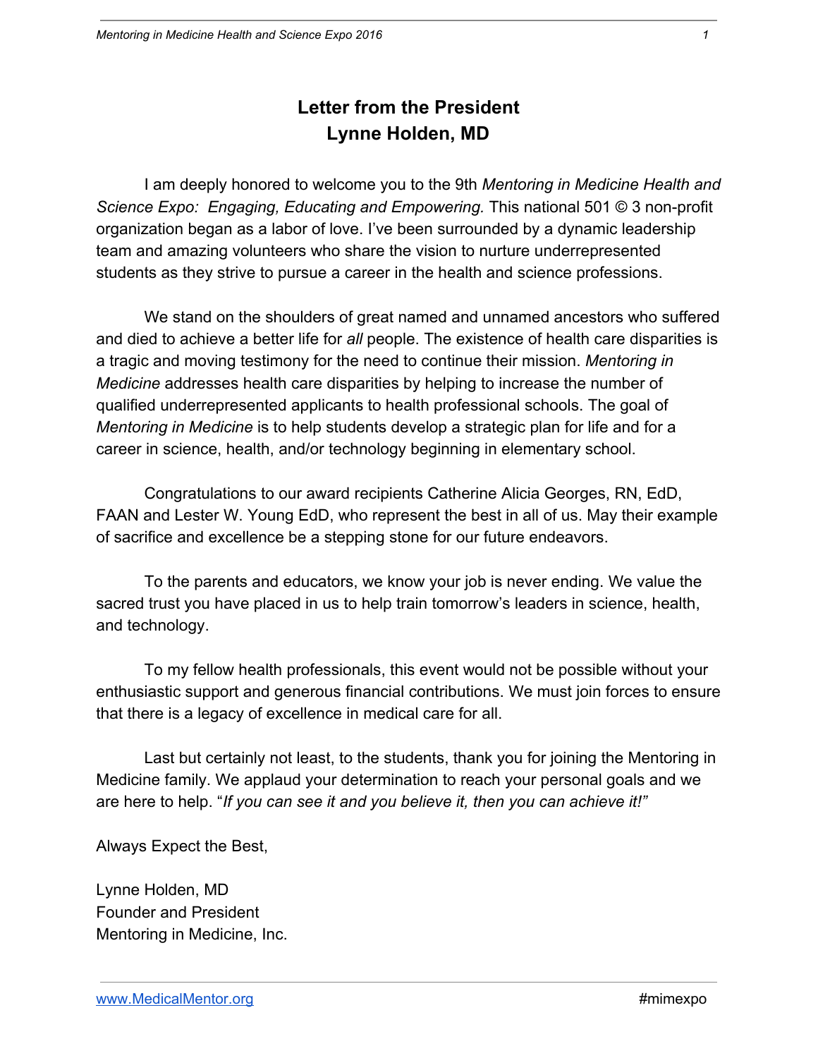# Letter from the President
## Lynne Holden, MD

I am deeply honored to welcome you to the 9th *Mentoring in Medicine Health and Science Expo: Engaging, Educating and Empowering.* This national 501 © 3 non-profit organization began as a labor of love. I've been surrounded by a dynamic leadership team and amazing volunteers who share the vision to nurture underrepresented students as they strive to pursue a career in the health and science professions.

We stand on the shoulders of great named and unnamed ancestors who suffered and died to achieve a better life for *all* people. The existence of health care disparities is a tragic and moving testimony for the need to continue their mission. *Mentoring in Medicine* addresses health care disparities by helping to increase the number of qualified underrepresented applicants to health professional schools. The goal of *Mentoring in Medicine* is to help students develop a strategic plan for life and for a career in science, health, and/or technology beginning in elementary school.

Congratulations to our award recipients Catherine Alicia Georges, RN, EdD, FAAN and Lester W. Young EdD, who represent the best in all of us. May their example of sacrifice and excellence be a stepping stone for our future endeavors.

To the parents and educators, we know your job is never ending. We value the sacred trust you have placed in us to help train tomorrow's leaders in science, health, and technology.

To my fellow health professionals, this event would not be possible without your enthusiastic support and generous financial contributions. We must join forces to ensure that there is a legacy of excellence in medical care for all.

Last but certainly not least, to the students, thank you for joining the Mentoring in Medicine family. We applaud your determination to reach your personal goals and we are here to help. "*If you can see it and you believe it, then you can achieve it!"*

Always Expect the Best,

Lynne Holden, MD
Founder and President
Mentoring in Medicine, Inc.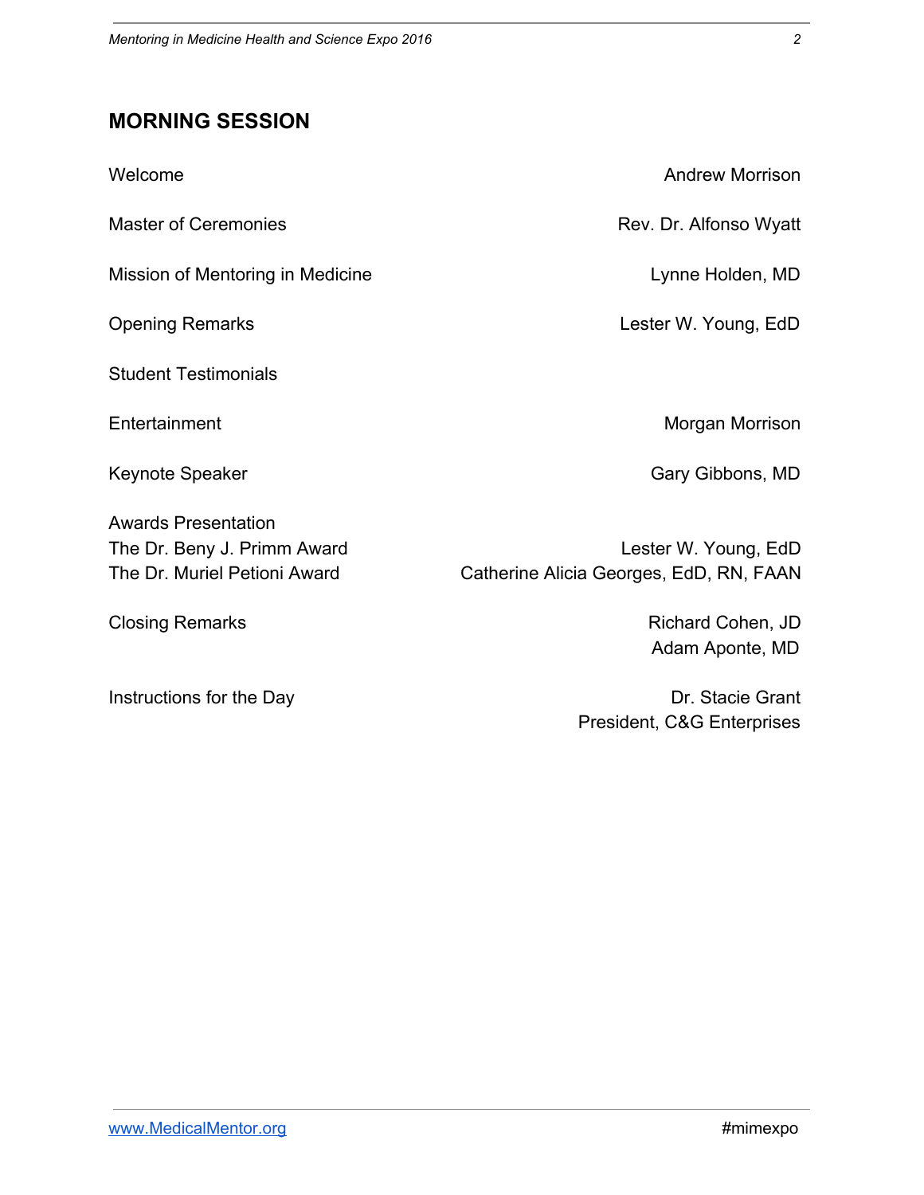## MORNING SESSION

| | |
|---|---|
| Welcome | Andrew Morrison |
| Master of Ceremonies | Rev. Dr. Alfonso Wyatt |
| Mission of Mentoring in Medicine | Lynne Holden, MD |
| Opening Remarks | Lester W. Young, EdD |
| Student Testimonials | |
| Entertainment | Morgan Morrison |
| Keynote Speaker | Gary Gibbons, MD |
| Awards Presentation | |
| The Dr. Beny J. Primm Award | Lester W. Young, EdD |
| The Dr. Muriel Petioni Award | Catherine Alicia Georges, EdD, RN, FAAN |
| Closing Remarks | Richard Cohen, JD<br>Adam Aponte, MD |
| Instructions for the Day | Dr. Stacie Grant<br>President, C&G Enterprises |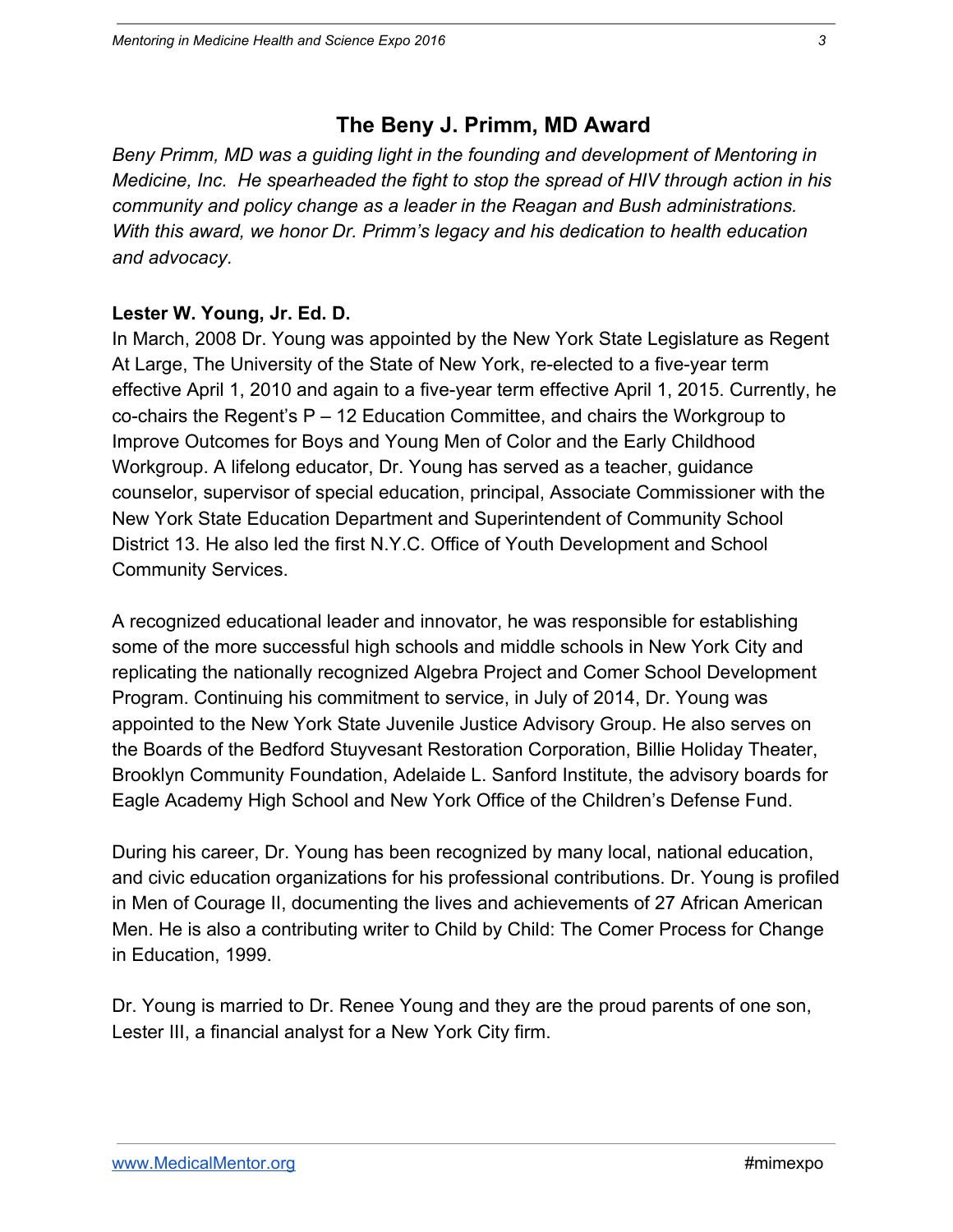## The Beny J. Primm, MD Award

*Beny Primm, MD was a guiding light in the founding and development of Mentoring in Medicine, Inc. He spearheaded the fight to stop the spread of HIV through action in his community and policy change as a leader in the Reagan and Bush administrations. With this award, we honor Dr. Primm's legacy and his dedication to health education and advocacy.*

**Lester W. Young, Jr. Ed. D.**

In March, 2008 Dr. Young was appointed by the New York State Legislature as Regent At Large, The University of the State of New York, re-elected to a five-year term effective April 1, 2010 and again to a five-year term effective April 1, 2015. Currently, he co-chairs the Regent's P – 12 Education Committee, and chairs the Workgroup to Improve Outcomes for Boys and Young Men of Color and the Early Childhood Workgroup. A lifelong educator, Dr. Young has served as a teacher, guidance counselor, supervisor of special education, principal, Associate Commissioner with the New York State Education Department and Superintendent of Community School District 13. He also led the first N.Y.C. Office of Youth Development and School Community Services.

A recognized educational leader and innovator, he was responsible for establishing some of the more successful high schools and middle schools in New York City and replicating the nationally recognized Algebra Project and Comer School Development Program. Continuing his commitment to service, in July of 2014, Dr. Young was appointed to the New York State Juvenile Justice Advisory Group. He also serves on the Boards of the Bedford Stuyvesant Restoration Corporation, Billie Holiday Theater, Brooklyn Community Foundation, Adelaide L. Sanford Institute, the advisory boards for Eagle Academy High School and New York Office of the Children's Defense Fund.

During his career, Dr. Young has been recognized by many local, national education, and civic education organizations for his professional contributions. Dr. Young is profiled in Men of Courage II, documenting the lives and achievements of 27 African American Men. He is also a contributing writer to Child by Child: The Comer Process for Change in Education, 1999.

Dr. Young is married to Dr. Renee Young and they are the proud parents of one son, Lester III, a financial analyst for a New York City firm.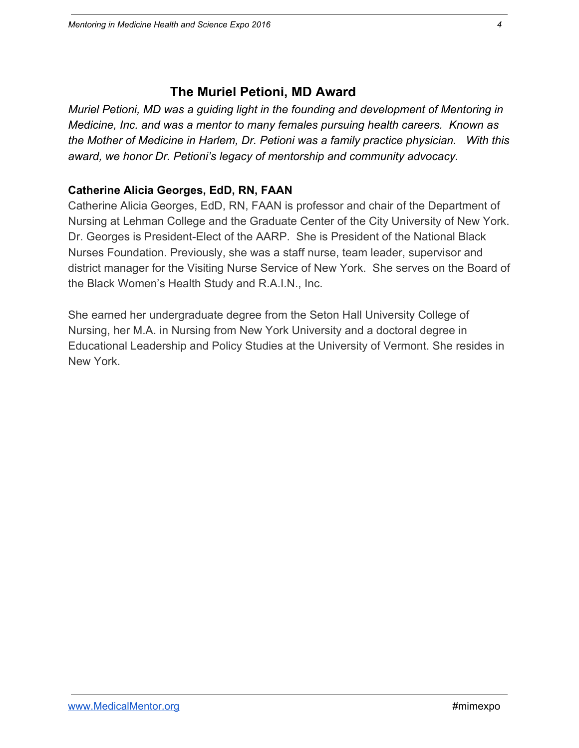## The Muriel Petioni, MD Award

*Muriel Petioni, MD was a guiding light in the founding and development of Mentoring in Medicine, Inc. and was a mentor to many females pursuing health careers. Known as the Mother of Medicine in Harlem, Dr. Petioni was a family practice physician. With this award, we honor Dr. Petioni's legacy of mentorship and community advocacy.*

**Catherine Alicia Georges, EdD, RN, FAAN**

Catherine Alicia Georges, EdD, RN, FAAN is professor and chair of the Department of Nursing at Lehman College and the Graduate Center of the City University of New York. Dr. Georges is President-Elect of the AARP. She is President of the National Black Nurses Foundation. Previously, she was a staff nurse, team leader, supervisor and district manager for the Visiting Nurse Service of New York. She serves on the Board of the Black Women's Health Study and R.A.I.N., Inc.

She earned her undergraduate degree from the Seton Hall University College of Nursing, her M.A. in Nursing from New York University and a doctoral degree in Educational Leadership and Policy Studies at the University of Vermont. She resides in New York.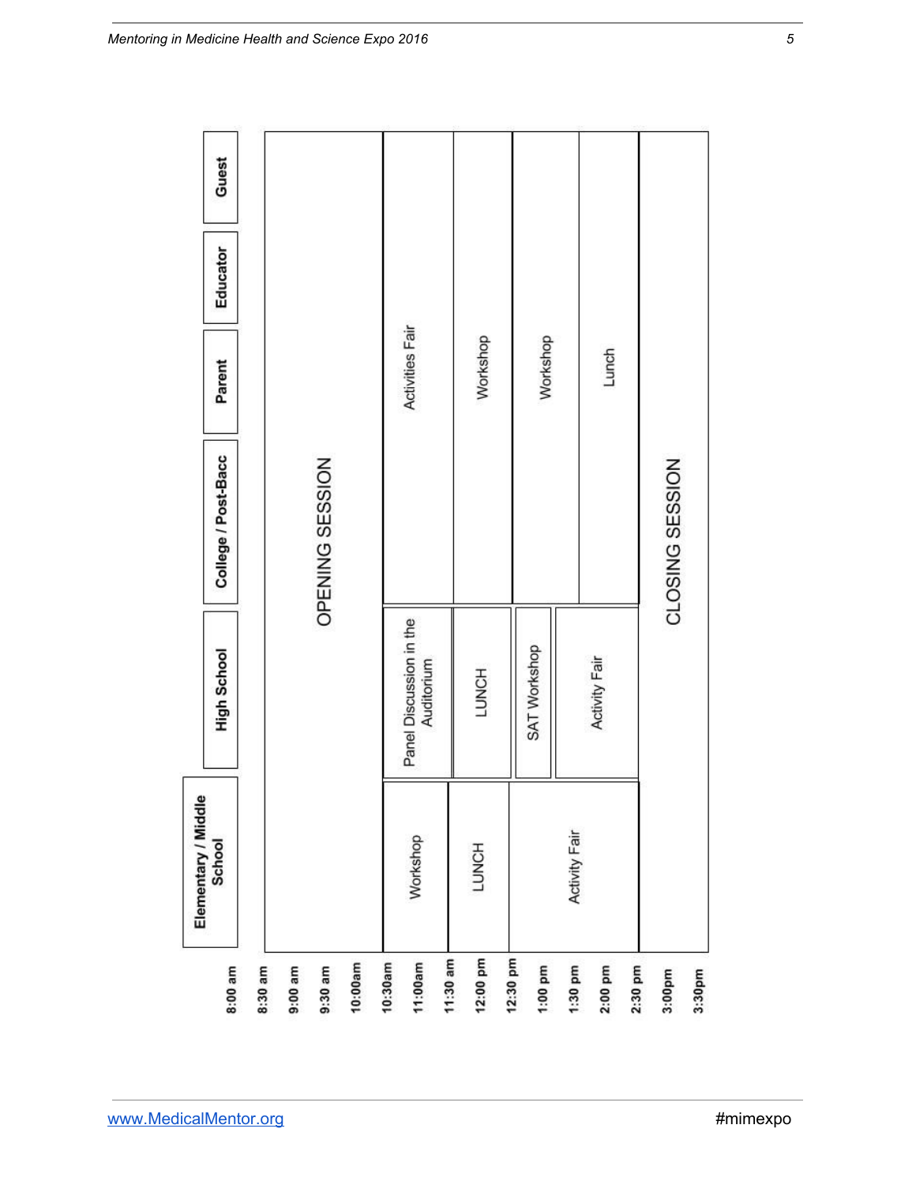| Time | Elementary / Middle School | High School | College / Post-Bacc | Parent | Educator | Guest |
|---|---|---|---|---|---|---|
| 8:00 am | | | | | | |
| 8:30 am | OPENING SESSION | OPENING SESSION | OPENING SESSION | OPENING SESSION | OPENING SESSION | OPENING SESSION |
| 9:00 am | OPENING SESSION | OPENING SESSION | OPENING SESSION | OPENING SESSION | OPENING SESSION | OPENING SESSION |
| 9:30 am | OPENING SESSION | OPENING SESSION | OPENING SESSION | OPENING SESSION | OPENING SESSION | OPENING SESSION |
| 10:00am | OPENING SESSION | OPENING SESSION | OPENING SESSION | OPENING SESSION | OPENING SESSION | OPENING SESSION |
| 10:30am | Workshop | Panel Discussion in the Auditorium | Activities Fair | Activities Fair | Activities Fair | Activities Fair |
| 11:00am | Workshop | Panel Discussion in the Auditorium | Activities Fair | Activities Fair | Activities Fair | Activities Fair |
| 11:30 am | LUNCH | LUNCH | Workshop | Workshop | Workshop | Workshop |
| 12:00 pm | LUNCH | LUNCH | Workshop | Workshop | Workshop | Workshop |
| 12:30 pm | Activity Fair | SAT Workshop | Workshop | Workshop | Workshop | Workshop |
| 1:00 pm | Activity Fair | SAT Workshop / Activity Fair | Workshop | Workshop | Workshop | Workshop |
| 1:30 pm | Activity Fair | Activity Fair | Lunch | Lunch | Lunch | Lunch |
| 2:00 pm | Activity Fair | Activity Fair | Lunch | Lunch | Lunch | Lunch |
| 2:30 pm | CLOSING SESSION | CLOSING SESSION | CLOSING SESSION | CLOSING SESSION | CLOSING SESSION | CLOSING SESSION |
| 3:00pm | CLOSING SESSION | CLOSING SESSION | CLOSING SESSION | CLOSING SESSION | CLOSING SESSION | CLOSING SESSION |
| 3:30pm | | | | | | |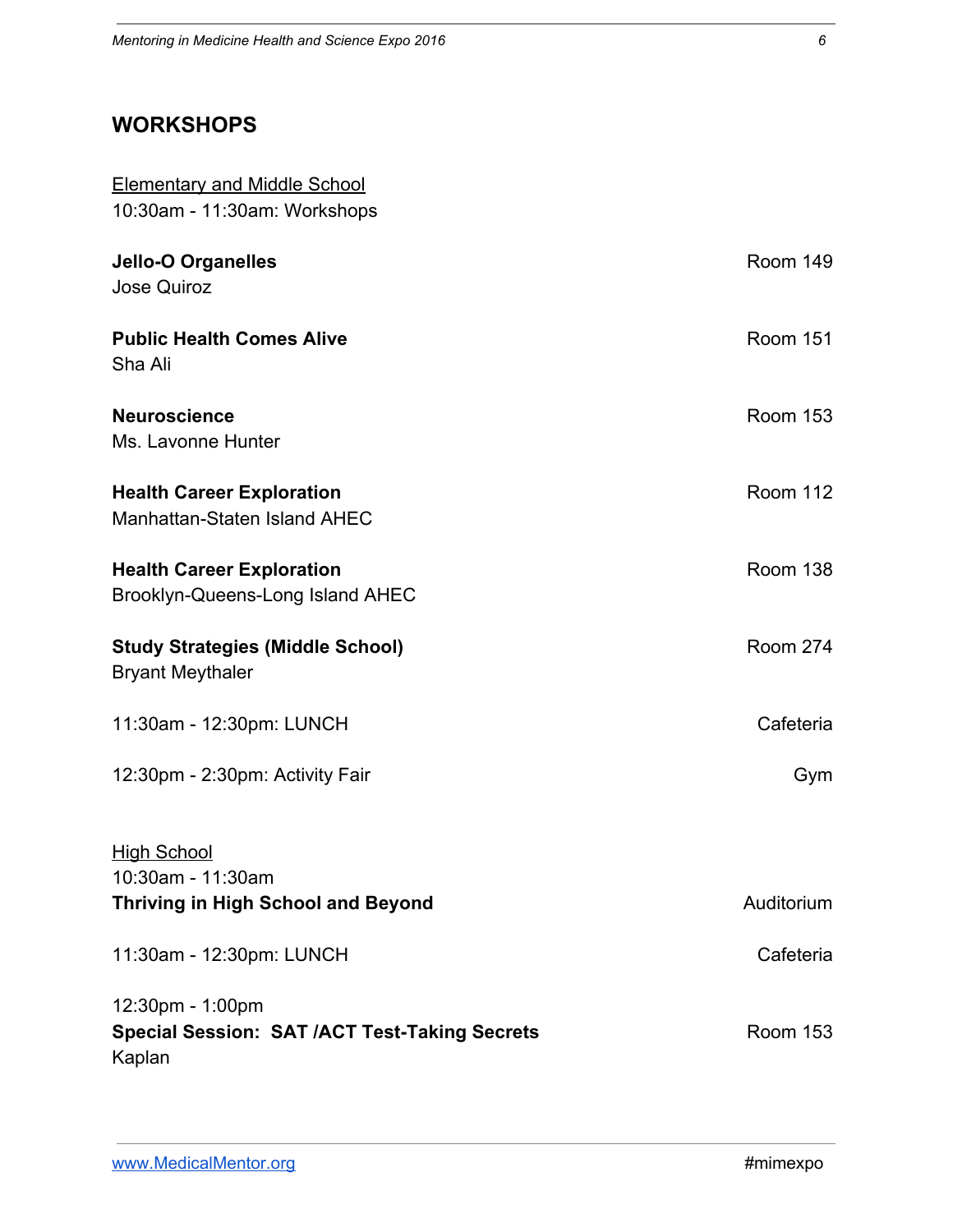## WORKSHOPS

Elementary and Middle School

10:30am - 11:30am: Workshops

**Jello-O Organelles** Room 149
Jose Quiroz

**Public Health Comes Alive** Room 151
Sha Ali

**Neuroscience** Room 153
Ms. Lavonne Hunter

**Health Career Exploration** Room 112
Manhattan-Staten Island AHEC

**Health Career Exploration** Room 138
Brooklyn-Queens-Long Island AHEC

**Study Strategies (Middle School)** Room 274
Bryant Meythaler

11:30am - 12:30pm: LUNCH Cafeteria

12:30pm - 2:30pm: Activity Fair Gym

High School

10:30am - 11:30am
**Thriving in High School and Beyond** Auditorium

11:30am - 12:30pm: LUNCH Cafeteria

12:30pm - 1:00pm
**Special Session: SAT /ACT Test-Taking Secrets** Room 153
Kaplan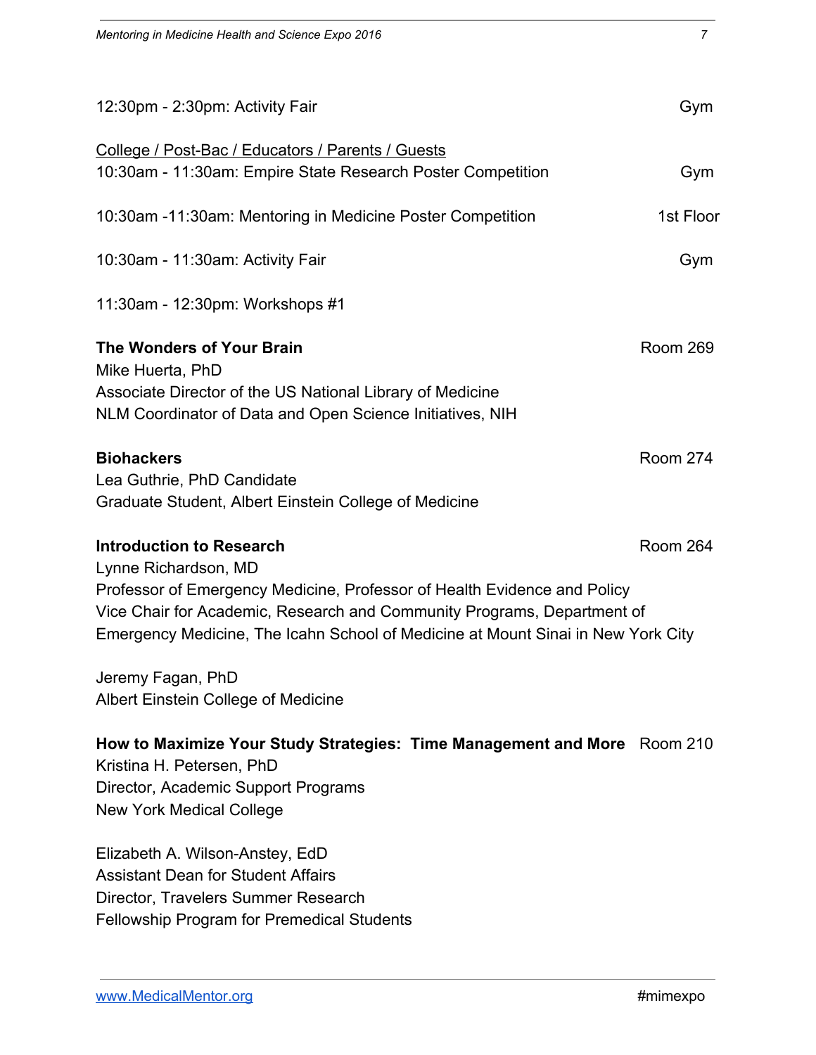12:30pm - 2:30pm: Activity Fair — Gym

College / Post-Bac / Educators / Parents / Guests

10:30am - 11:30am: Empire State Research Poster Competition — Gym

10:30am -11:30am: Mentoring in Medicine Poster Competition — 1st Floor

10:30am - 11:30am: Activity Fair — Gym

11:30am - 12:30pm: Workshops #1

**The Wonders of Your Brain** — Room 269
Mike Huerta, PhD
Associate Director of the US National Library of Medicine
NLM Coordinator of Data and Open Science Initiatives, NIH

**Biohackers** — Room 274
Lea Guthrie, PhD Candidate
Graduate Student, Albert Einstein College of Medicine

**Introduction to Research** — Room 264
Lynne Richardson, MD
Professor of Emergency Medicine, Professor of Health Evidence and Policy
Vice Chair for Academic, Research and Community Programs, Department of Emergency Medicine, The Icahn School of Medicine at Mount Sinai in New York City

Jeremy Fagan, PhD
Albert Einstein College of Medicine

**How to Maximize Your Study Strategies: Time Management and More** — Room 210
Kristina H. Petersen, PhD
Director, Academic Support Programs
New York Medical College

Elizabeth A. Wilson-Anstey, EdD
Assistant Dean for Student Affairs
Director, Travelers Summer Research
Fellowship Program for Premedical Students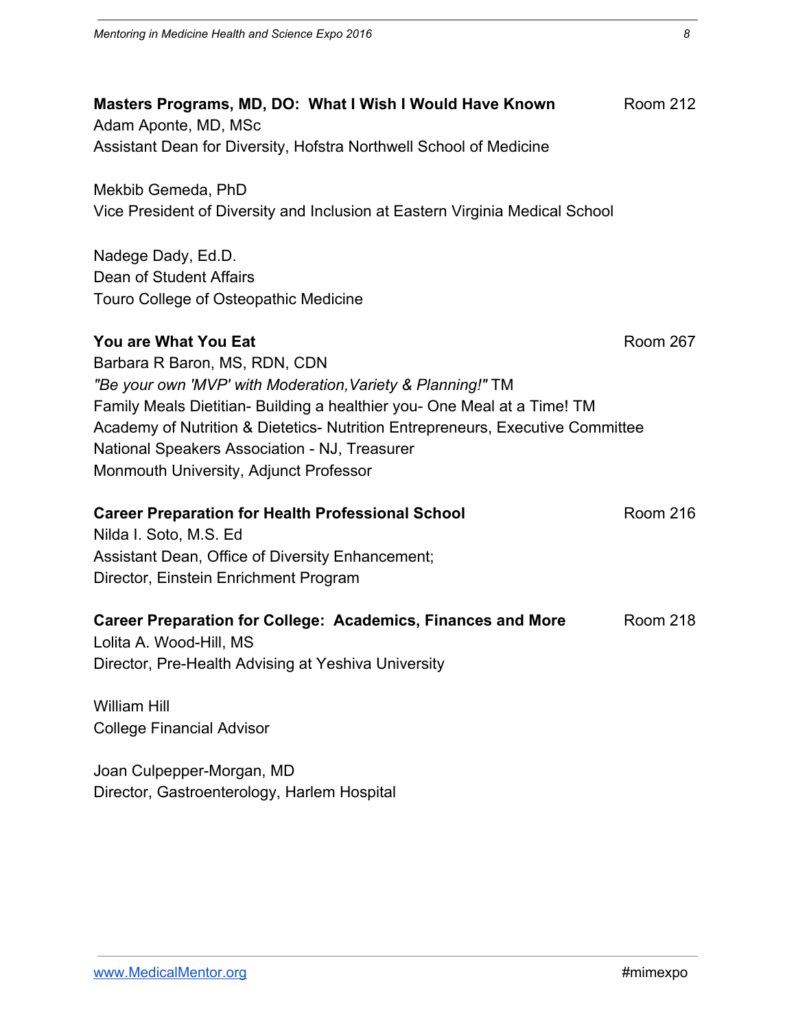**Masters Programs, MD, DO: What I Wish I Would Have Known** Room 212

Adam Aponte, MD, MSc
Assistant Dean for Diversity, Hofstra Northwell School of Medicine

Mekbib Gemeda, PhD
Vice President of Diversity and Inclusion at Eastern Virginia Medical School

Nadege Dady, Ed.D.
Dean of Student Affairs
Touro College of Osteopathic Medicine

**You are What You Eat** Room 267

Barbara R Baron, MS, RDN, CDN
*"Be your own 'MVP' with Moderation,Variety & Planning!"* TM
Family Meals Dietitian- Building a healthier you- One Meal at a Time! TM
Academy of Nutrition & Dietetics- Nutrition Entrepreneurs, Executive Committee
National Speakers Association - NJ, Treasurer
Monmouth University, Adjunct Professor

**Career Preparation for Health Professional School** Room 216

Nilda I. Soto, M.S. Ed
Assistant Dean, Office of Diversity Enhancement;
Director, Einstein Enrichment Program

**Career Preparation for College: Academics, Finances and More** Room 218

Lolita A. Wood-Hill, MS
Director, Pre-Health Advising at Yeshiva University

William Hill
College Financial Advisor

Joan Culpepper-Morgan, MD
Director, Gastroenterology, Harlem Hospital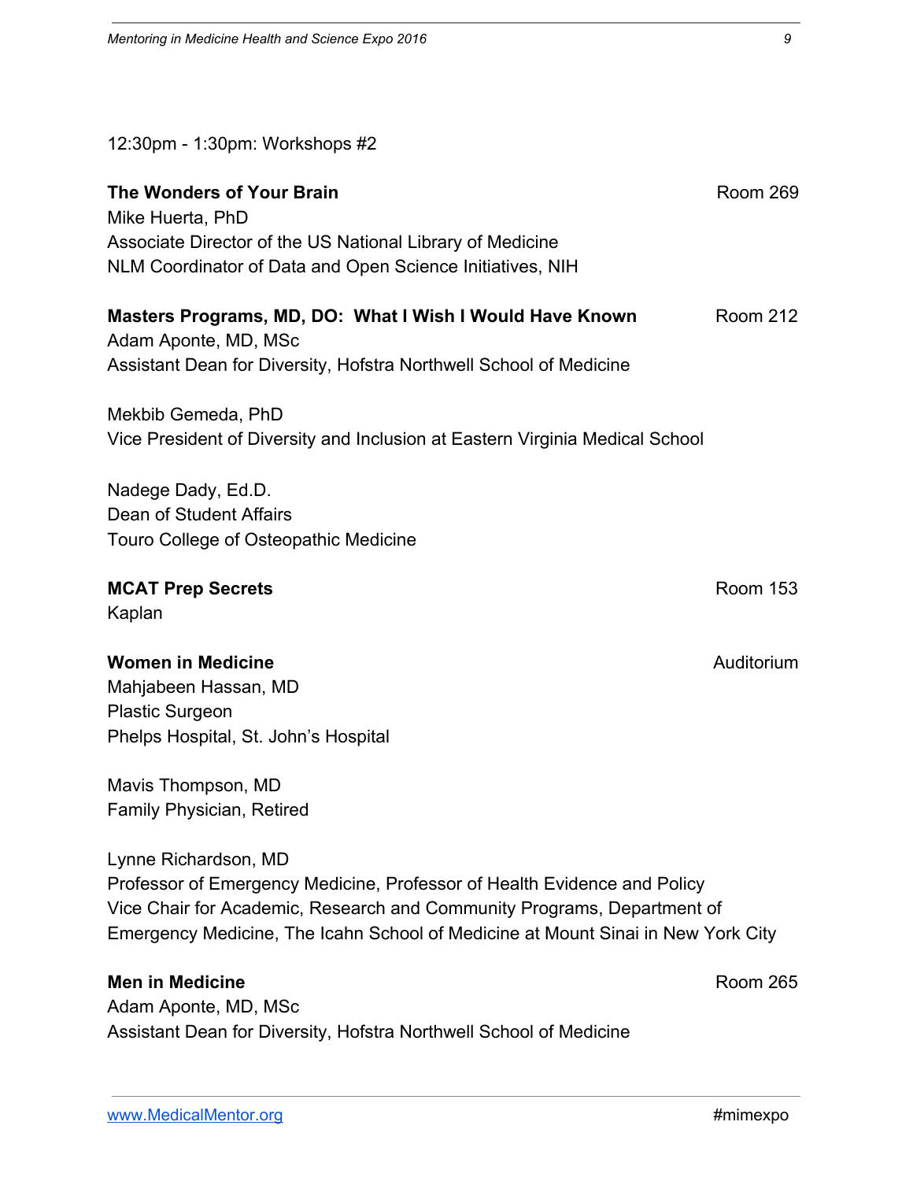12:30pm - 1:30pm: Workshops #2

**The Wonders of Your Brain** Room 269
Mike Huerta, PhD
Associate Director of the US National Library of Medicine
NLM Coordinator of Data and Open Science Initiatives, NIH

**Masters Programs, MD, DO: What I Wish I Would Have Known** Room 212
Adam Aponte, MD, MSc
Assistant Dean for Diversity, Hofstra Northwell School of Medicine

Mekbib Gemeda, PhD
Vice President of Diversity and Inclusion at Eastern Virginia Medical School

Nadege Dady, Ed.D.
Dean of Student Affairs
Touro College of Osteopathic Medicine

**MCAT Prep Secrets** Room 153
Kaplan

**Women in Medicine** Auditorium
Mahjabeen Hassan, MD
Plastic Surgeon
Phelps Hospital, St. John's Hospital

Mavis Thompson, MD
Family Physician, Retired

Lynne Richardson, MD
Professor of Emergency Medicine, Professor of Health Evidence and Policy
Vice Chair for Academic, Research and Community Programs, Department of Emergency Medicine, The Icahn School of Medicine at Mount Sinai in New York City

**Men in Medicine** Room 265
Adam Aponte, MD, MSc
Assistant Dean for Diversity, Hofstra Northwell School of Medicine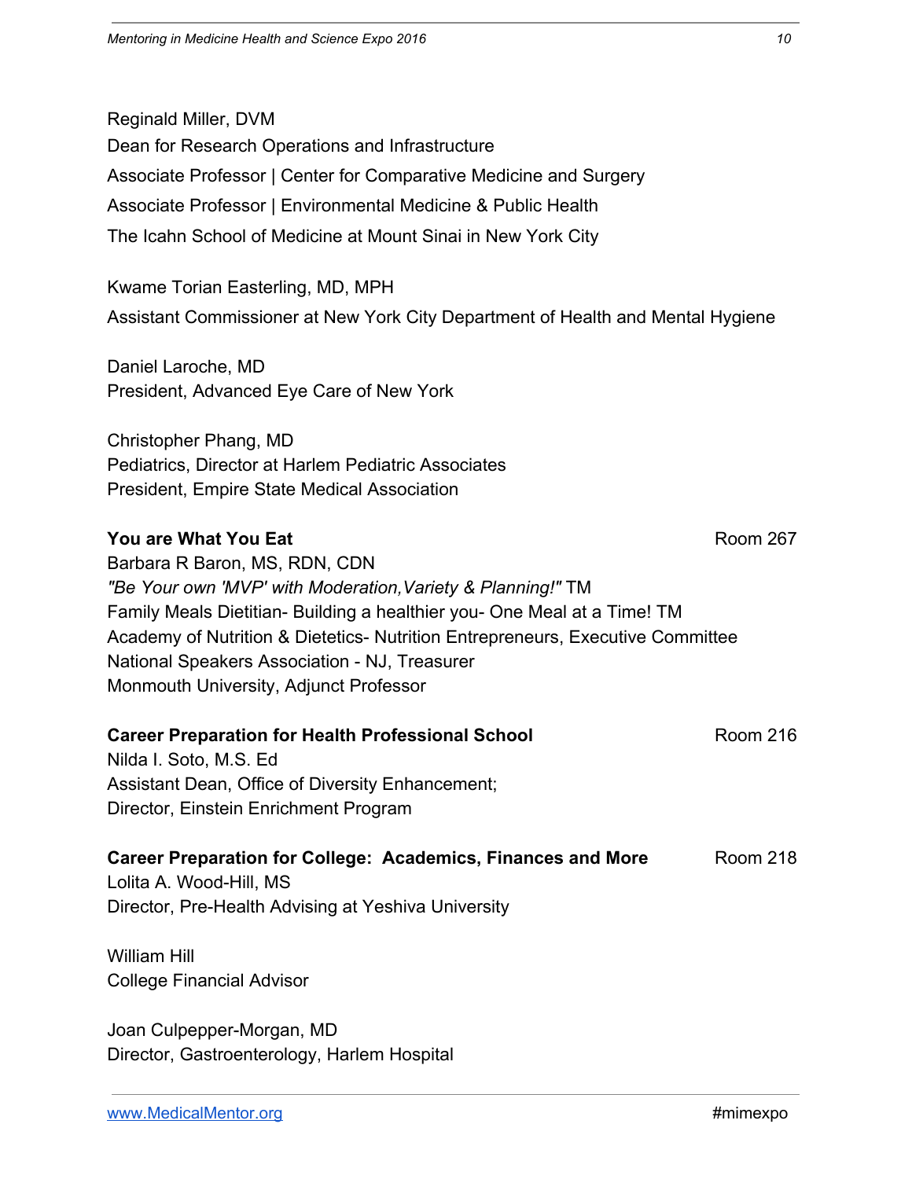Reginald Miller, DVM
Dean for Research Operations and Infrastructure
Associate Professor | Center for Comparative Medicine and Surgery
Associate Professor | Environmental Medicine & Public Health
The Icahn School of Medicine at Mount Sinai in New York City

Kwame Torian Easterling, MD, MPH
Assistant Commissioner at New York City Department of Health and Mental Hygiene

Daniel Laroche, MD
President, Advanced Eye Care of New York

Christopher Phang, MD
Pediatrics, Director at Harlem Pediatric Associates
President, Empire State Medical Association

**You are What You Eat** Room 267

Barbara R Baron, MS, RDN, CDN
*"Be Your own 'MVP' with Moderation,Variety & Planning!"* TM
Family Meals Dietitian- Building a healthier you- One Meal at a Time! TM
Academy of Nutrition & Dietetics- Nutrition Entrepreneurs, Executive Committee
National Speakers Association - NJ, Treasurer
Monmouth University, Adjunct Professor

**Career Preparation for Health Professional School** Room 216

Nilda I. Soto, M.S. Ed
Assistant Dean, Office of Diversity Enhancement;
Director, Einstein Enrichment Program

**Career Preparation for College: Academics, Finances and More** Room 218

Lolita A. Wood-Hill, MS
Director, Pre-Health Advising at Yeshiva University

William Hill
College Financial Advisor

Joan Culpepper-Morgan, MD
Director, Gastroenterology, Harlem Hospital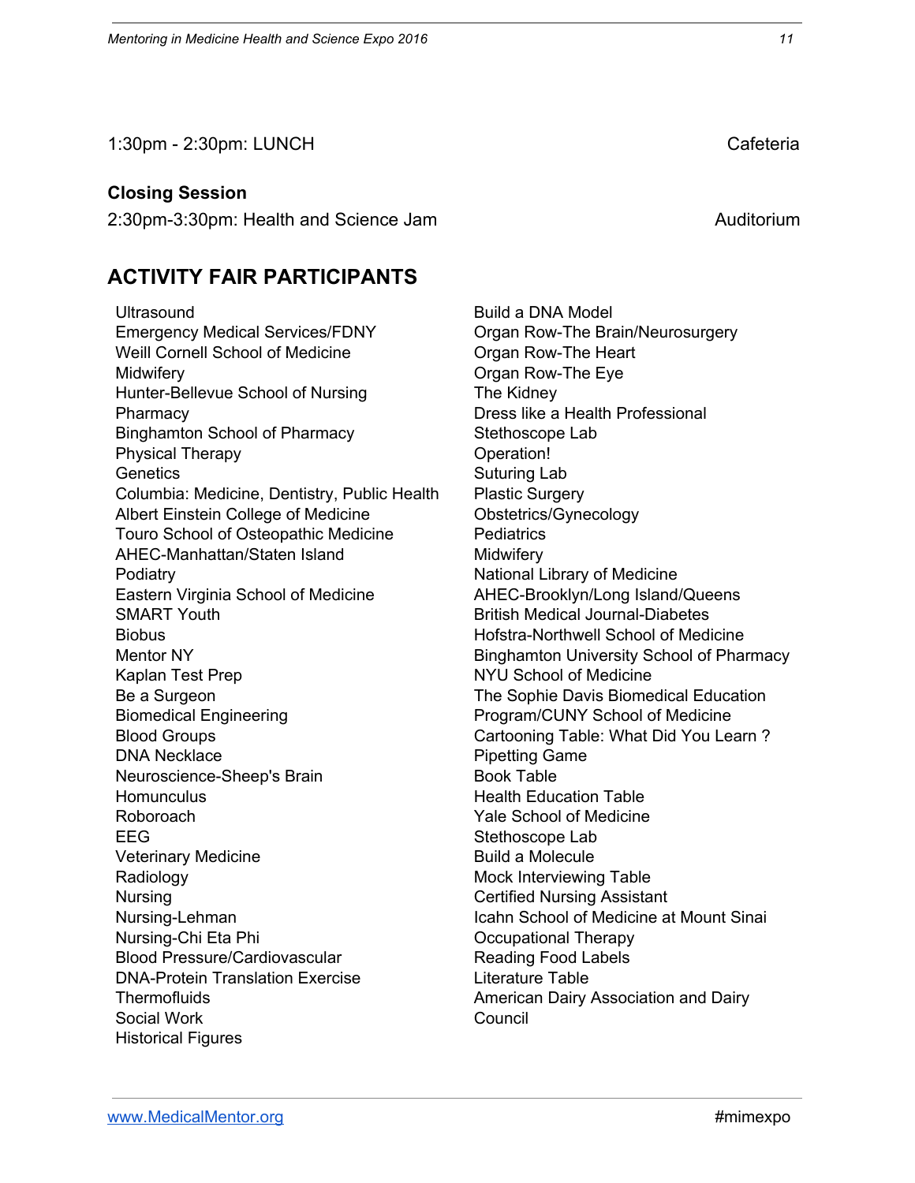1:30pm - 2:30pm: LUNCH — Cafeteria

**Closing Session**

2:30pm-3:30pm: Health and Science Jam — Auditorium

## ACTIVITY FAIR PARTICIPANTS

- Ultrasound
- Emergency Medical Services/FDNY
- Weill Cornell School of Medicine
- Midwifery
- Hunter-Bellevue School of Nursing
- Pharmacy
- Binghamton School of Pharmacy
- Physical Therapy
- Genetics
- Columbia: Medicine, Dentistry, Public Health
- Albert Einstein College of Medicine
- Touro School of Osteopathic Medicine
- AHEC-Manhattan/Staten Island
- Podiatry
- Eastern Virginia School of Medicine
- SMART Youth
- Biobus
- Mentor NY
- Kaplan Test Prep
- Be a Surgeon
- Biomedical Engineering
- Blood Groups
- DNA Necklace
- Neuroscience-Sheep's Brain
- Homunculus
- Roboroach
- EEG
- Veterinary Medicine
- Radiology
- Nursing
- Nursing-Lehman
- Nursing-Chi Eta Phi
- Blood Pressure/Cardiovascular
- DNA-Protein Translation Exercise
- Thermofluids
- Social Work
- Historical Figures
- Build a DNA Model
- Organ Row-The Brain/Neurosurgery
- Organ Row-The Heart
- Organ Row-The Eye
- The Kidney
- Dress like a Health Professional
- Stethoscope Lab
- Operation!
- Suturing Lab
- Plastic Surgery
- Obstetrics/Gynecology
- Pediatrics
- Midwifery
- National Library of Medicine
- AHEC-Brooklyn/Long Island/Queens
- British Medical Journal-Diabetes
- Hofstra-Northwell School of Medicine
- Binghamton University School of Pharmacy
- NYU School of Medicine
- The Sophie Davis Biomedical Education Program/CUNY School of Medicine
- Cartooning Table: What Did You Learn ?
- Pipetting Game
- Book Table
- Health Education Table
- Yale School of Medicine
- Stethoscope Lab
- Build a Molecule
- Mock Interviewing Table
- Certified Nursing Assistant
- Icahn School of Medicine at Mount Sinai
- Occupational Therapy
- Reading Food Labels
- Literature Table
- American Dairy Association and Dairy Council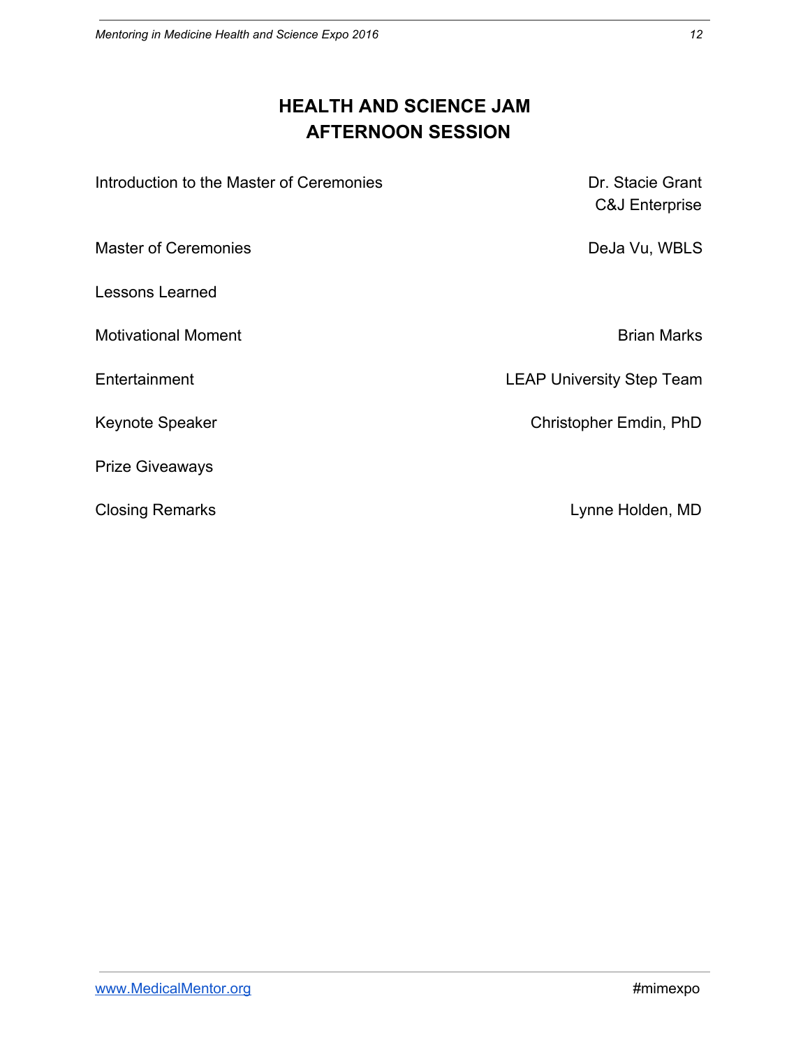# HEALTH AND SCIENCE JAM
# AFTERNOON SESSION

| | |
|---|---|
| Introduction to the Master of Ceremonies | Dr. Stacie Grant<br>C&J Enterprise |
| Master of Ceremonies | DeJa Vu, WBLS |
| Lessons Learned | |
| Motivational Moment | Brian Marks |
| Entertainment | LEAP University Step Team |
| Keynote Speaker | Christopher Emdin, PhD |
| Prize Giveaways | |
| Closing Remarks | Lynne Holden, MD |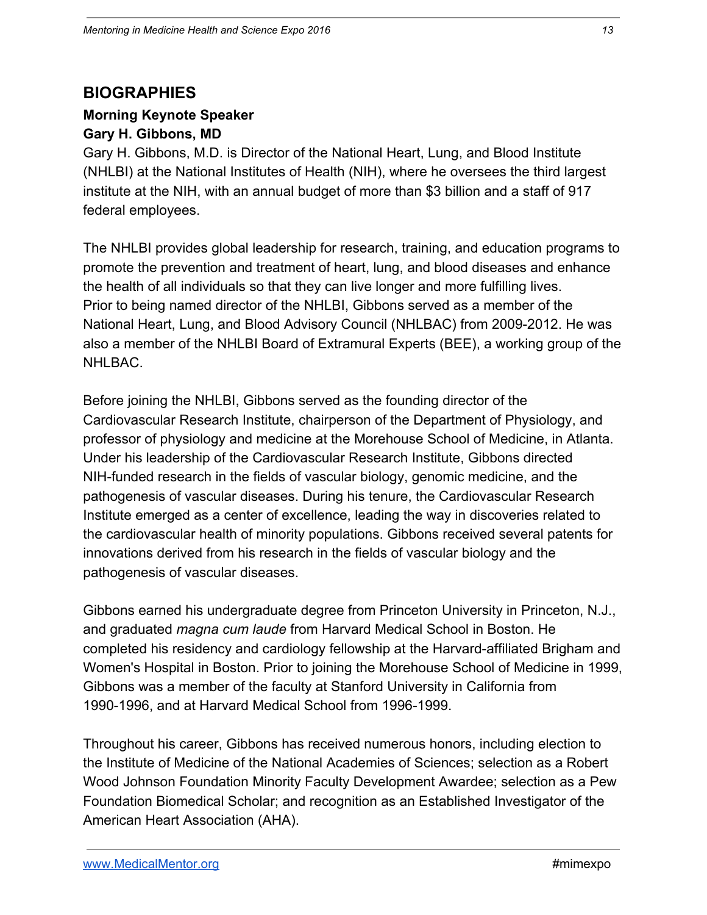# BIOGRAPHIES

**Morning Keynote Speaker**

**Gary H. Gibbons, MD**

Gary H. Gibbons, M.D. is Director of the National Heart, Lung, and Blood Institute (NHLBI) at the National Institutes of Health (NIH), where he oversees the third largest institute at the NIH, with an annual budget of more than $3 billion and a staff of 917 federal employees.

The NHLBI provides global leadership for research, training, and education programs to promote the prevention and treatment of heart, lung, and blood diseases and enhance the health of all individuals so that they can live longer and more fulfilling lives. Prior to being named director of the NHLBI, Gibbons served as a member of the National Heart, Lung, and Blood Advisory Council (NHLBAC) from 2009-2012. He was also a member of the NHLBI Board of Extramural Experts (BEE), a working group of the NHLBAC.

Before joining the NHLBI, Gibbons served as the founding director of the Cardiovascular Research Institute, chairperson of the Department of Physiology, and professor of physiology and medicine at the Morehouse School of Medicine, in Atlanta. Under his leadership of the Cardiovascular Research Institute, Gibbons directed NIH-funded research in the fields of vascular biology, genomic medicine, and the pathogenesis of vascular diseases. During his tenure, the Cardiovascular Research Institute emerged as a center of excellence, leading the way in discoveries related to the cardiovascular health of minority populations. Gibbons received several patents for innovations derived from his research in the fields of vascular biology and the pathogenesis of vascular diseases.

Gibbons earned his undergraduate degree from Princeton University in Princeton, N.J., and graduated *magna cum laude* from Harvard Medical School in Boston. He completed his residency and cardiology fellowship at the Harvard-affiliated Brigham and Women's Hospital in Boston. Prior to joining the Morehouse School of Medicine in 1999, Gibbons was a member of the faculty at Stanford University in California from 1990-1996, and at Harvard Medical School from 1996-1999.

Throughout his career, Gibbons has received numerous honors, including election to the Institute of Medicine of the National Academies of Sciences; selection as a Robert Wood Johnson Foundation Minority Faculty Development Awardee; selection as a Pew Foundation Biomedical Scholar; and recognition as an Established Investigator of the American Heart Association (AHA).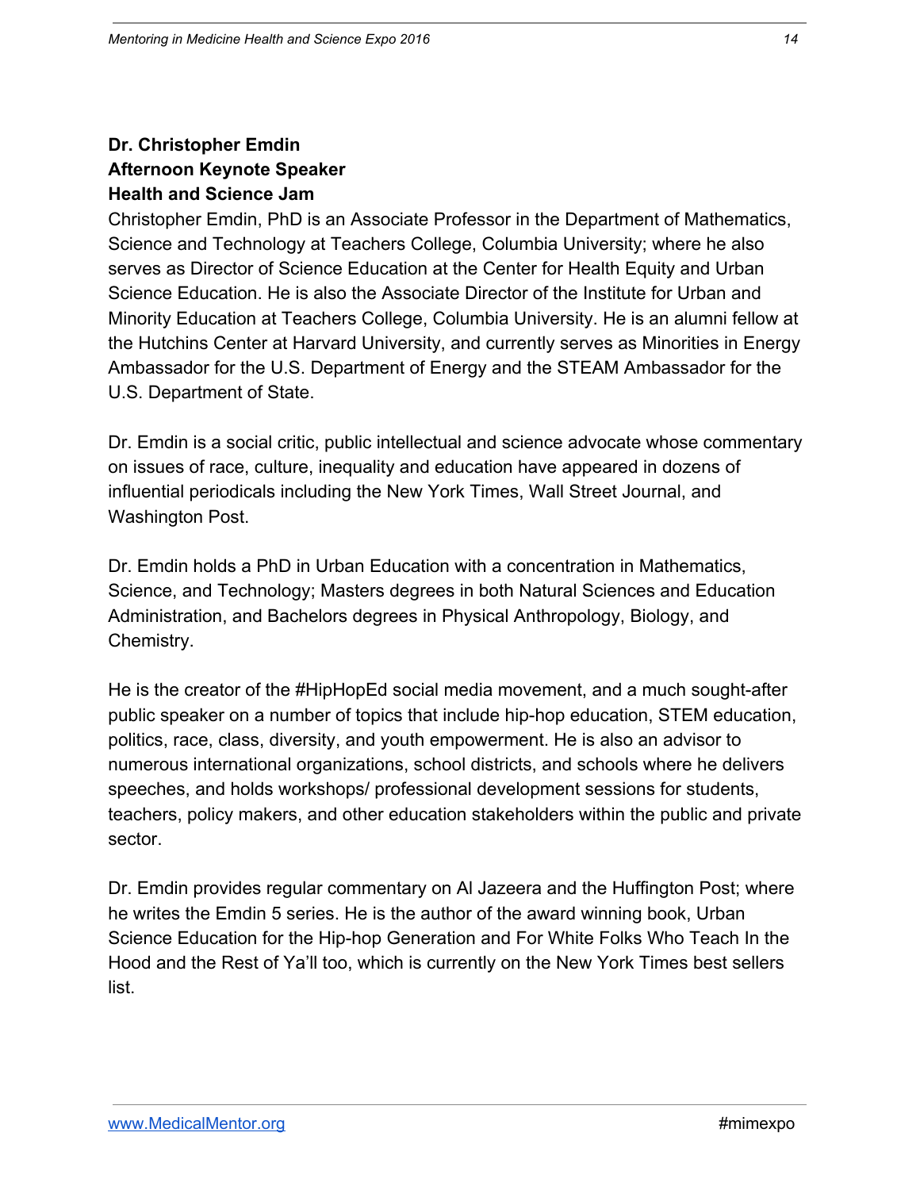**Dr. Christopher Emdin**
**Afternoon Keynote Speaker**
**Health and Science Jam**

Christopher Emdin, PhD is an Associate Professor in the Department of Mathematics, Science and Technology at Teachers College, Columbia University; where he also serves as Director of Science Education at the Center for Health Equity and Urban Science Education. He is also the Associate Director of the Institute for Urban and Minority Education at Teachers College, Columbia University. He is an alumni fellow at the Hutchins Center at Harvard University, and currently serves as Minorities in Energy Ambassador for the U.S. Department of Energy and the STEAM Ambassador for the U.S. Department of State.

Dr. Emdin is a social critic, public intellectual and science advocate whose commentary on issues of race, culture, inequality and education have appeared in dozens of influential periodicals including the New York Times, Wall Street Journal, and Washington Post.

Dr. Emdin holds a PhD in Urban Education with a concentration in Mathematics, Science, and Technology; Masters degrees in both Natural Sciences and Education Administration, and Bachelors degrees in Physical Anthropology, Biology, and Chemistry.

He is the creator of the #HipHopEd social media movement, and a much sought-after public speaker on a number of topics that include hip-hop education, STEM education, politics, race, class, diversity, and youth empowerment. He is also an advisor to numerous international organizations, school districts, and schools where he delivers speeches, and holds workshops/ professional development sessions for students, teachers, policy makers, and other education stakeholders within the public and private sector.

Dr. Emdin provides regular commentary on Al Jazeera and the Huffington Post; where he writes the Emdin 5 series. He is the author of the award winning book, Urban Science Education for the Hip-hop Generation and For White Folks Who Teach In the Hood and the Rest of Ya'll too, which is currently on the New York Times best sellers list.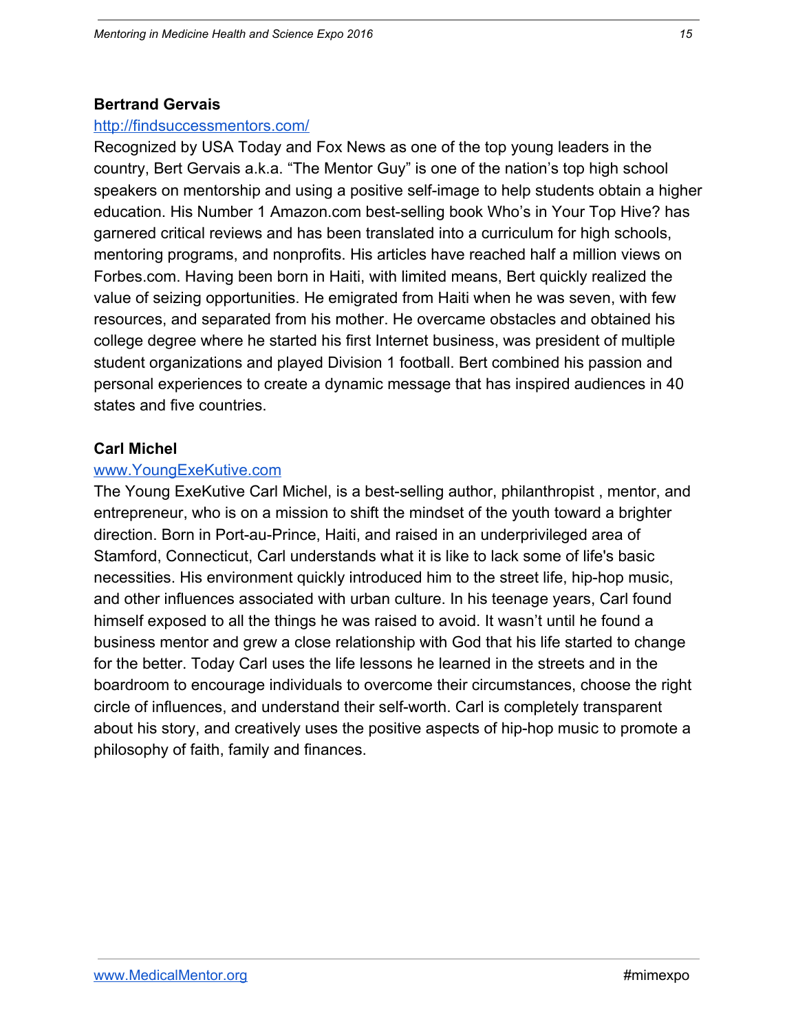**Bertrand Gervais**

http://findsuccessmentors.com/

Recognized by USA Today and Fox News as one of the top young leaders in the country, Bert Gervais a.k.a. "The Mentor Guy" is one of the nation's top high school speakers on mentorship and using a positive self-image to help students obtain a higher education. His Number 1 Amazon.com best-selling book Who's in Your Top Hive? has garnered critical reviews and has been translated into a curriculum for high schools, mentoring programs, and nonprofits. His articles have reached half a million views on Forbes.com. Having been born in Haiti, with limited means, Bert quickly realized the value of seizing opportunities. He emigrated from Haiti when he was seven, with few resources, and separated from his mother. He overcame obstacles and obtained his college degree where he started his first Internet business, was president of multiple student organizations and played Division 1 football. Bert combined his passion and personal experiences to create a dynamic message that has inspired audiences in 40 states and five countries.

**Carl Michel**

www.YoungExeKutive.com

The Young ExeKutive Carl Michel, is a best-selling author, philanthropist , mentor, and entrepreneur, who is on a mission to shift the mindset of the youth toward a brighter direction. Born in Port-au-Prince, Haiti, and raised in an underprivileged area of Stamford, Connecticut, Carl understands what it is like to lack some of life's basic necessities. His environment quickly introduced him to the street life, hip-hop music, and other influences associated with urban culture. In his teenage years, Carl found himself exposed to all the things he was raised to avoid. It wasn't until he found a business mentor and grew a close relationship with God that his life started to change for the better. Today Carl uses the life lessons he learned in the streets and in the boardroom to encourage individuals to overcome their circumstances, choose the right circle of influences, and understand their self-worth. Carl is completely transparent about his story, and creatively uses the positive aspects of hip-hop music to promote a philosophy of faith, family and finances.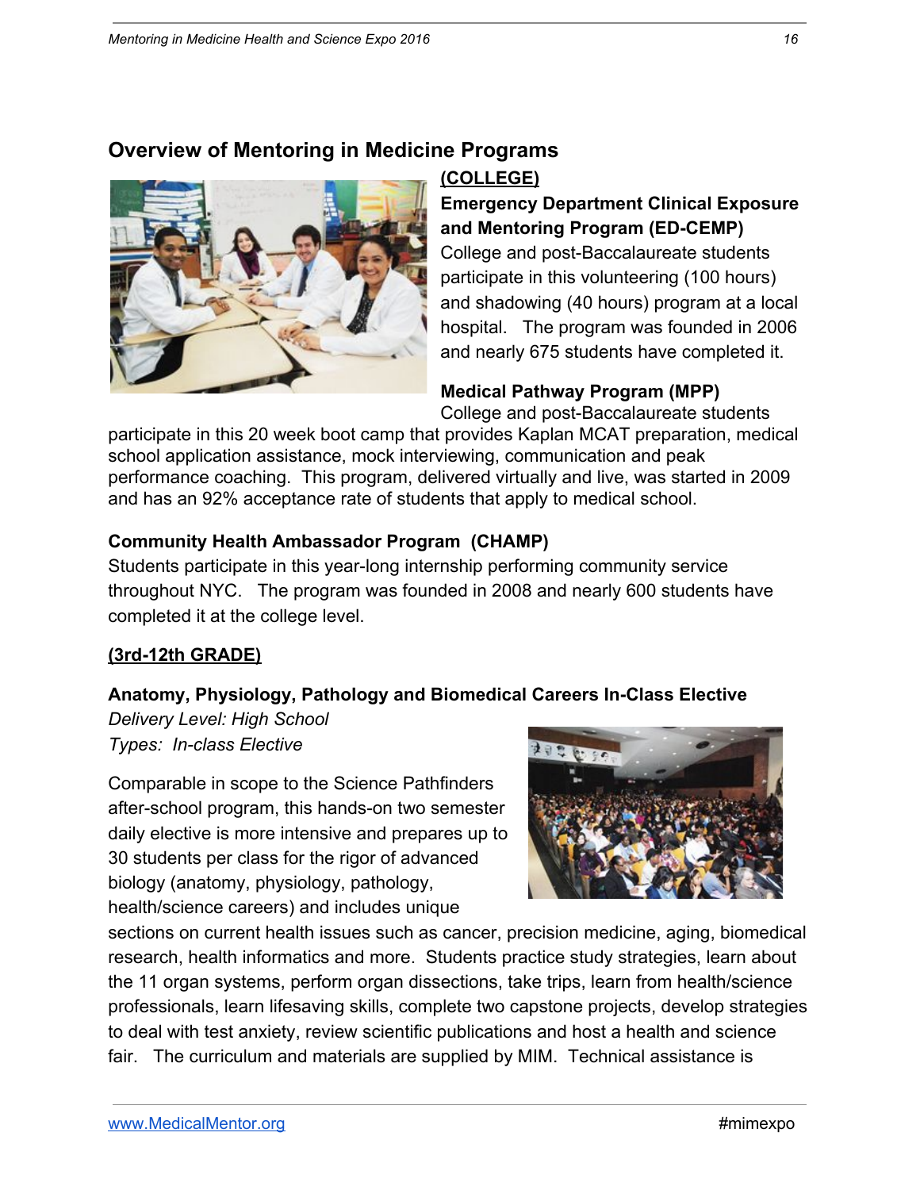## Overview of Mentoring in Medicine Programs

**(COLLEGE)**

**Emergency Department Clinical Exposure and Mentoring Program (ED-CEMP)**
College and post-Baccalaureate students participate in this volunteering (100 hours) and shadowing (40 hours) program at a local hospital. The program was founded in 2006 and nearly 675 students have completed it.

**Medical Pathway Program (MPP)**
College and post-Baccalaureate students participate in this 20 week boot camp that provides Kaplan MCAT preparation, medical school application assistance, mock interviewing, communication and peak performance coaching. This program, delivered virtually and live, was started in 2009 and has an 92% acceptance rate of students that apply to medical school.

**Community Health Ambassador Program (CHAMP)**
Students participate in this year-long internship performing community service throughout NYC. The program was founded in 2008 and nearly 600 students have completed it at the college level.

**(3rd-12th GRADE)**

**Anatomy, Physiology, Pathology and Biomedical Careers In-Class Elective**
*Delivery Level: High School*
*Types: In-class Elective*

Comparable in scope to the Science Pathfinders after-school program, this hands-on two semester daily elective is more intensive and prepares up to 30 students per class for the rigor of advanced biology (anatomy, physiology, pathology, health/science careers) and includes unique sections on current health issues such as cancer, precision medicine, aging, biomedical research, health informatics and more. Students practice study strategies, learn about the 11 organ systems, perform organ dissections, take trips, learn from health/science professionals, learn lifesaving skills, complete two capstone projects, develop strategies to deal with test anxiety, review scientific publications and host a health and science fair. The curriculum and materials are supplied by MIM. Technical assistance is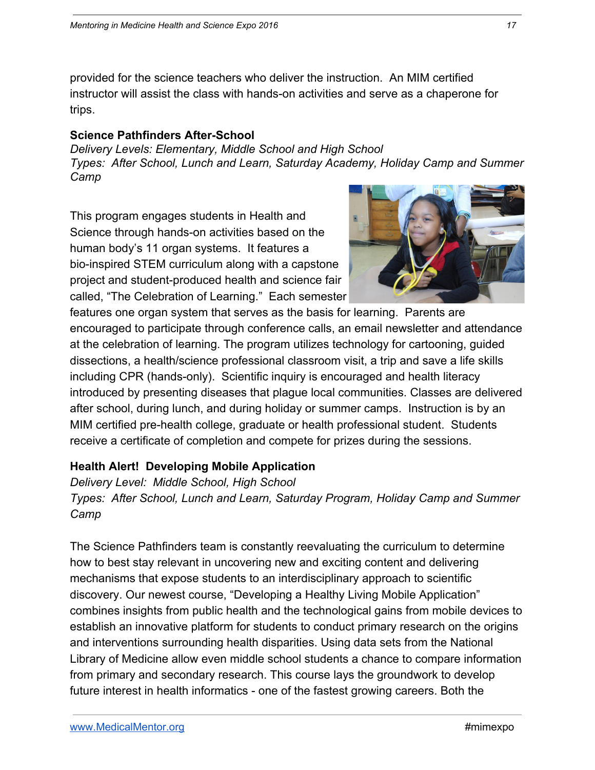provided for the science teachers who deliver the instruction. An MIM certified instructor will assist the class with hands-on activities and serve as a chaperone for trips.

**Science Pathfinders After-School**

*Delivery Levels: Elementary, Middle School and High School*
*Types: After School, Lunch and Learn, Saturday Academy, Holiday Camp and Summer Camp*

This program engages students in Health and Science through hands-on activities based on the human body's 11 organ systems. It features a bio-inspired STEM curriculum along with a capstone project and student-produced health and science fair called, "The Celebration of Learning." Each semester features one organ system that serves as the basis for learning. Parents are encouraged to participate through conference calls, an email newsletter and attendance at the celebration of learning. The program utilizes technology for cartooning, guided dissections, a health/science professional classroom visit, a trip and save a life skills including CPR (hands-only). Scientific inquiry is encouraged and health literacy introduced by presenting diseases that plague local communities. Classes are delivered after school, during lunch, and during holiday or summer camps. Instruction is by an MIM certified pre-health college, graduate or health professional student. Students receive a certificate of completion and compete for prizes during the sessions.

**Health Alert! Developing Mobile Application**

*Delivery Level: Middle School, High School*
*Types: After School, Lunch and Learn, Saturday Program, Holiday Camp and Summer Camp*

The Science Pathfinders team is constantly reevaluating the curriculum to determine how to best stay relevant in uncovering new and exciting content and delivering mechanisms that expose students to an interdisciplinary approach to scientific discovery. Our newest course, "Developing a Healthy Living Mobile Application" combines insights from public health and the technological gains from mobile devices to establish an innovative platform for students to conduct primary research on the origins and interventions surrounding health disparities. Using data sets from the National Library of Medicine allow even middle school students a chance to compare information from primary and secondary research. This course lays the groundwork to develop future interest in health informatics - one of the fastest growing careers. Both the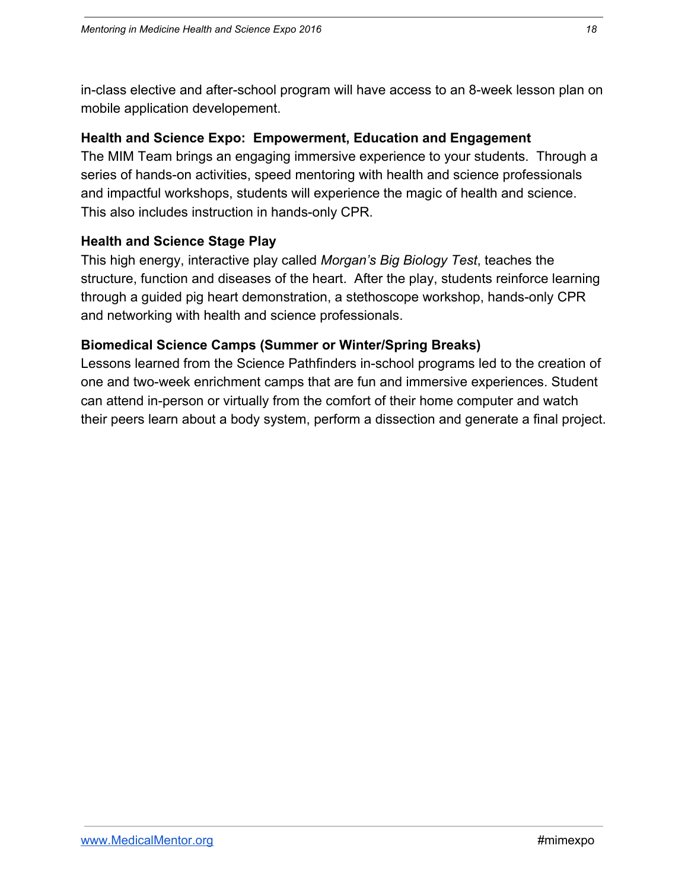in-class elective and after-school program will have access to an 8-week lesson plan on mobile application developement.

**Health and Science Expo: Empowerment, Education and Engagement**

The MIM Team brings an engaging immersive experience to your students. Through a series of hands-on activities, speed mentoring with health and science professionals and impactful workshops, students will experience the magic of health and science. This also includes instruction in hands-only CPR.

**Health and Science Stage Play**

This high energy, interactive play called *Morgan's Big Biology Test*, teaches the structure, function and diseases of the heart. After the play, students reinforce learning through a guided pig heart demonstration, a stethoscope workshop, hands-only CPR and networking with health and science professionals.

**Biomedical Science Camps (Summer or Winter/Spring Breaks)**

Lessons learned from the Science Pathfinders in-school programs led to the creation of one and two-week enrichment camps that are fun and immersive experiences. Student can attend in-person or virtually from the comfort of their home computer and watch their peers learn about a body system, perform a dissection and generate a final project.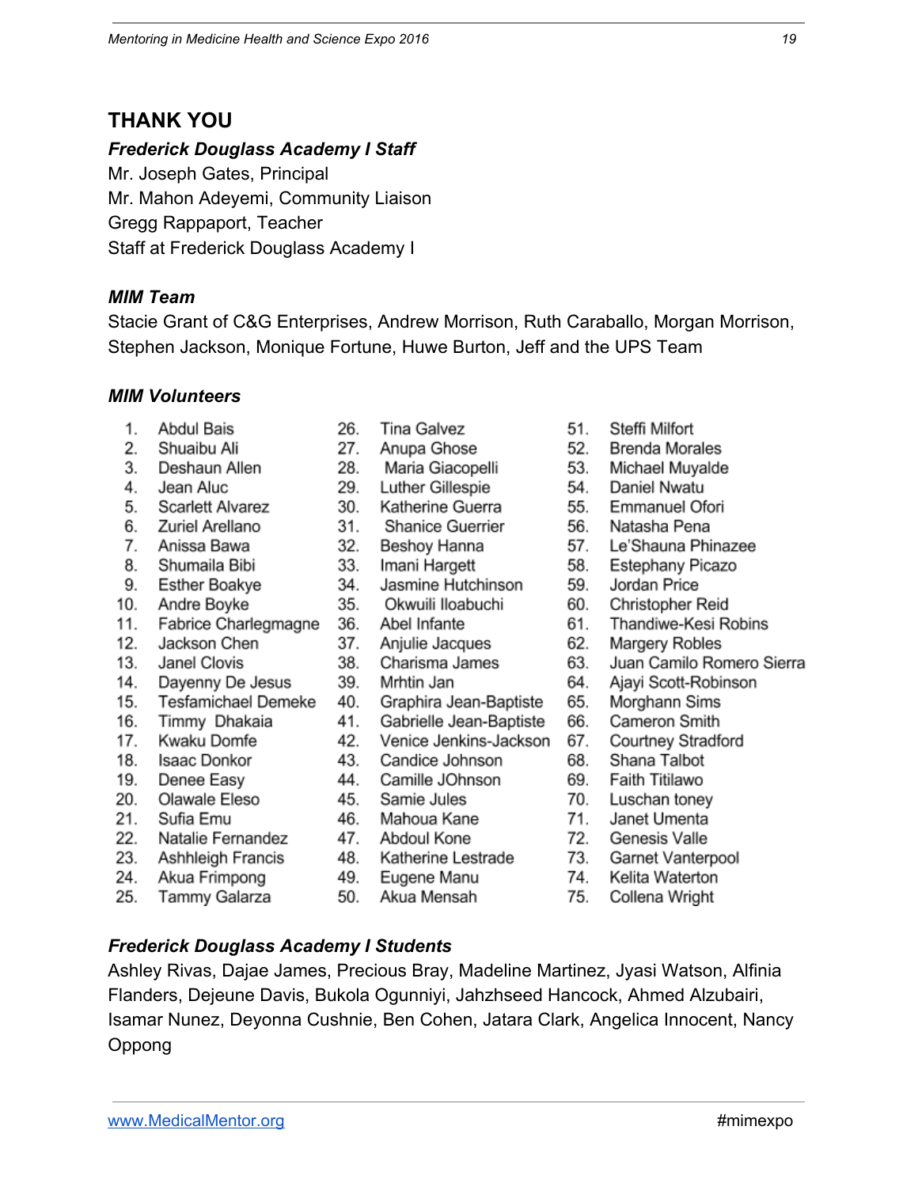## THANK YOU

### *Frederick Douglass Academy I Staff*

Mr. Joseph Gates, Principal
Mr. Mahon Adeyemi, Community Liaison
Gregg Rappaport, Teacher
Staff at Frederick Douglass Academy I

### *MIM Team*

Stacie Grant of C&G Enterprises, Andrew Morrison, Ruth Caraballo, Morgan Morrison, Stephen Jackson, Monique Fortune, Huwe Burton, Jeff and the UPS Team

### *MIM Volunteers*

1. Abdul Bais
2. Shuaibu Ali
3. Deshaun Allen
4. Jean Aluc
5. Scarlett Alvarez
6. Zuriel Arellano
7. Anissa Bawa
8. Shumaila Bibi
9. Esther Boakye
10. Andre Boyke
11. Fabrice Charlegmagne
12. Jackson Chen
13. Janel Clovis
14. Dayenny De Jesus
15. Tesfamichael Demeke
16. Timmy Dhakaia
17. Kwaku Domfe
18. Isaac Donkor
19. Denee Easy
20. Olawale Eleso
21. Sufia Emu
22. Natalie Fernandez
23. Ashhleigh Francis
24. Akua Frimpong
25. Tammy Galarza
26. Tina Galvez
27. Anupa Ghose
28. Maria Giacopelli
29. Luther Gillespie
30. Katherine Guerra
31. Shanice Guerrier
32. Beshoy Hanna
33. Imani Hargett
34. Jasmine Hutchinson
35. Okwuili Iloabuchi
36. Abel Infante
37. Anjulie Jacques
38. Charisma James
39. Mrhtin Jan
40. Graphira Jean-Baptiste
41. Gabrielle Jean-Baptiste
42. Venice Jenkins-Jackson
43. Candice Johnson
44. Camille JOhnson
45. Samie Jules
46. Mahoua Kane
47. Abdoul Kone
48. Katherine Lestrade
49. Eugene Manu
50. Akua Mensah
51. Steffi Milfort
52. Brenda Morales
53. Michael Muyalde
54. Daniel Nwatu
55. Emmanuel Ofori
56. Natasha Pena
57. Le'Shauna Phinazee
58. Estephany Picazo
59. Jordan Price
60. Christopher Reid
61. Thandiwe-Kesi Robins
62. Margery Robles
63. Juan Camilo Romero Sierra
64. Ajayi Scott-Robinson
65. Morghann Sims
66. Cameron Smith
67. Courtney Stradford
68. Shana Talbot
69. Faith Titilawo
70. Luschan toney
71. Janet Umenta
72. Genesis Valle
73. Garnet Vanterpool
74. Kelita Waterton
75. Collena Wright

### *Frederick Douglass Academy I Students*

Ashley Rivas, Dajae James, Precious Bray, Madeline Martinez, Jyasi Watson, Alfinia Flanders, Dejeune Davis, Bukola Ogunniyi, Jahzhseed Hancock, Ahmed Alzubairi, Isamar Nunez, Deyonna Cushnie, Ben Cohen, Jatara Clark, Angelica Innocent, Nancy Oppong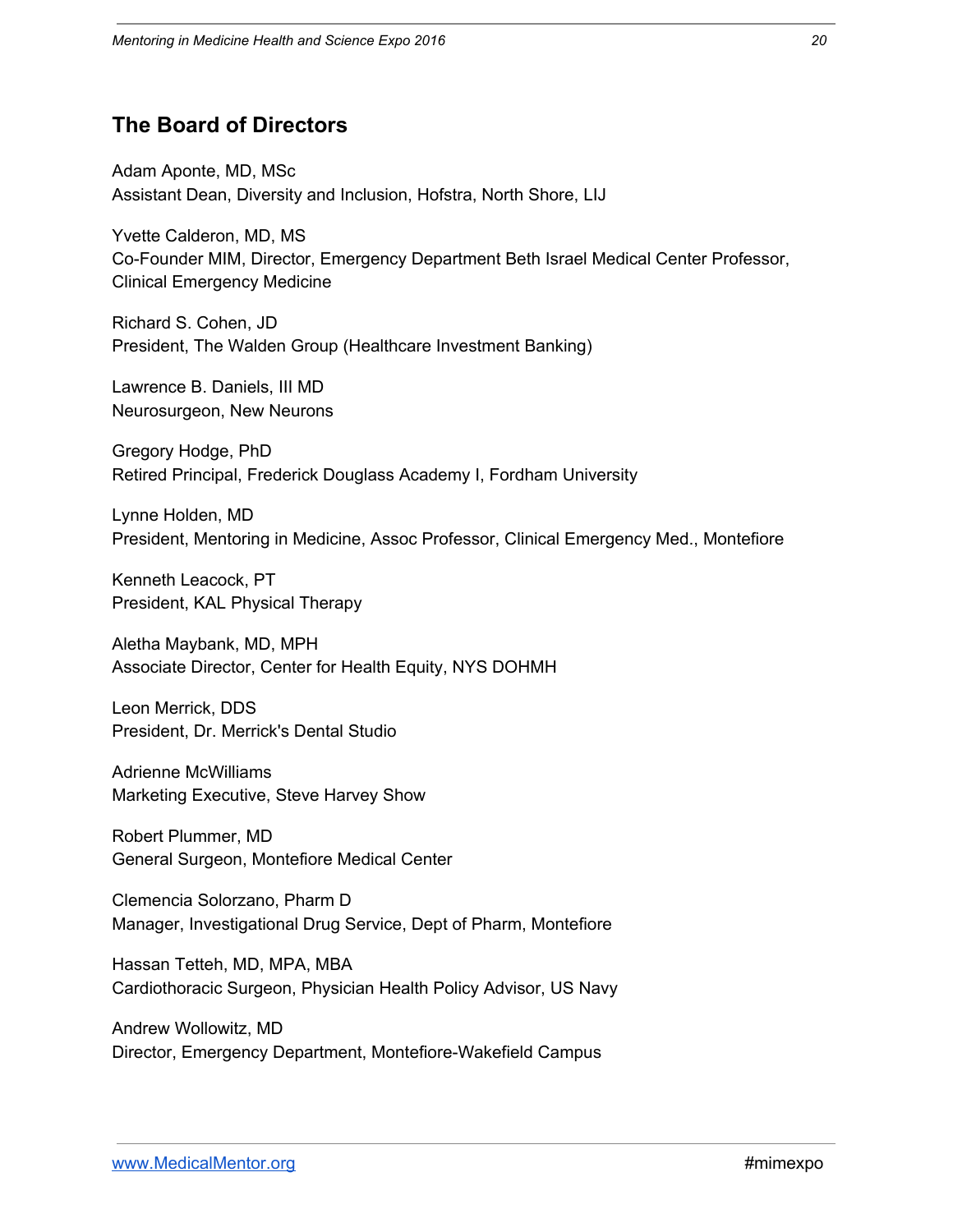## The Board of Directors

Adam Aponte, MD, MSc
Assistant Dean, Diversity and Inclusion, Hofstra, North Shore, LIJ

Yvette Calderon, MD, MS
Co-Founder MIM, Director, Emergency Department Beth Israel Medical Center Professor, Clinical Emergency Medicine

Richard S. Cohen, JD
President, The Walden Group (Healthcare Investment Banking)

Lawrence B. Daniels, III MD
Neurosurgeon, New Neurons

Gregory Hodge, PhD
Retired Principal, Frederick Douglass Academy I, Fordham University

Lynne Holden, MD
President, Mentoring in Medicine, Assoc Professor, Clinical Emergency Med., Montefiore

Kenneth Leacock, PT
President, KAL Physical Therapy

Aletha Maybank, MD, MPH
Associate Director, Center for Health Equity, NYS DOHMH

Leon Merrick, DDS
President, Dr. Merrick's Dental Studio

Adrienne McWilliams
Marketing Executive, Steve Harvey Show

Robert Plummer, MD
General Surgeon, Montefiore Medical Center

Clemencia Solorzano, Pharm D
Manager, Investigational Drug Service, Dept of Pharm, Montefiore

Hassan Tetteh, MD, MPA, MBA
Cardiothoracic Surgeon, Physician Health Policy Advisor, US Navy

Andrew Wollowitz, MD
Director, Emergency Department, Montefiore-Wakefield Campus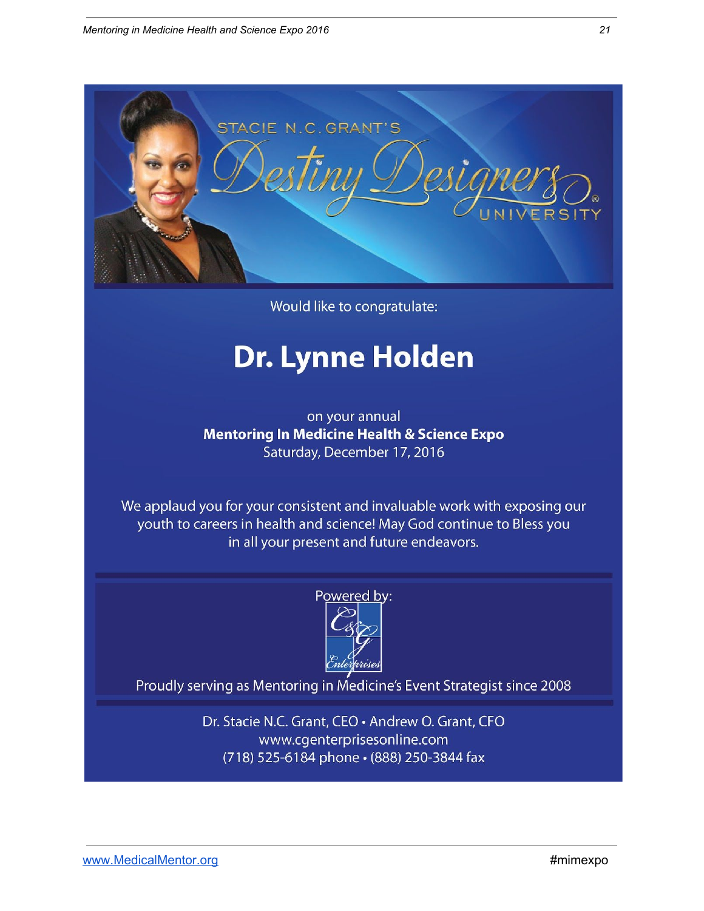STACIE N.C. GRANT'S

# Destiny Designers® UNIVERSITY

Would like to congratulate:

# Dr. Lynne Holden

on your annual

**Mentoring In Medicine Health & Science Expo**

Saturday, December 17, 2016

We applaud you for your consistent and invaluable work with exposing our youth to careers in health and science! May God continue to Bless you in all your present and future endeavors.

Powered by:

C&G Enterprises

Proudly serving as Mentoring in Medicine's Event Strategist since 2008

Dr. Stacie N.C. Grant, CEO • Andrew O. Grant, CFO

www.cgenterprisesonline.com

(718) 525-6184 phone • (888) 250-3844 fax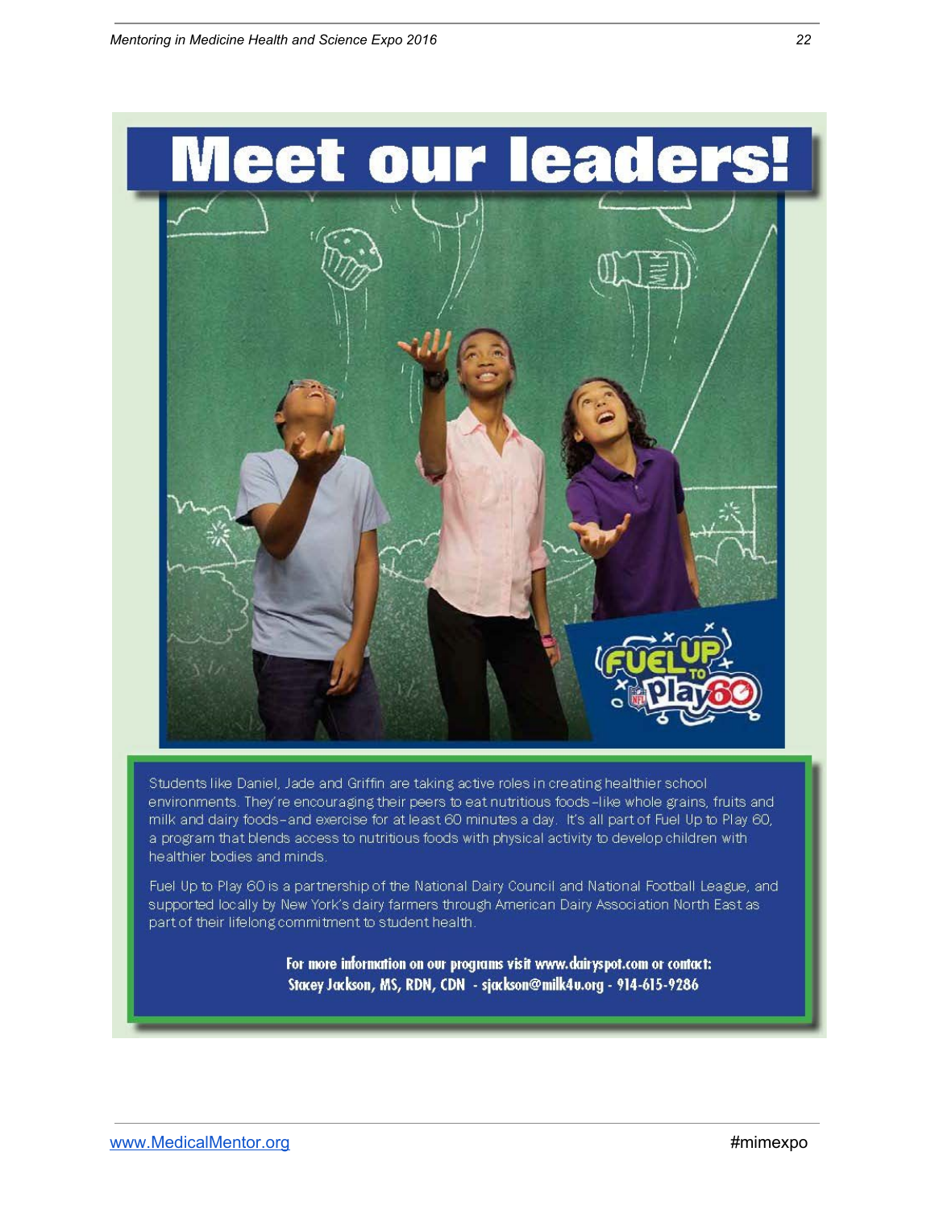# Meet our leaders!

Students like Daniel, Jade and Griffin are taking active roles in creating healthier school environments. They're encouraging their peers to eat nutritious foods–like whole grains, fruits and milk and dairy foods–and exercise for at least 60 minutes a day. It's all part of Fuel Up to Play 60, a program that blends access to nutritious foods with physical activity to develop children with healthier bodies and minds.

Fuel Up to Play 60 is a partnership of the National Dairy Council and National Football League, and supported locally by New York's dairy farmers through American Dairy Association North East as part of their lifelong commitment to student health.

**For more information on our programs visit www.dairyspot.com or contact:**
**Stacey Jackson, MS, RDN, CDN - sjackson@milk4u.org - 914-615-9286**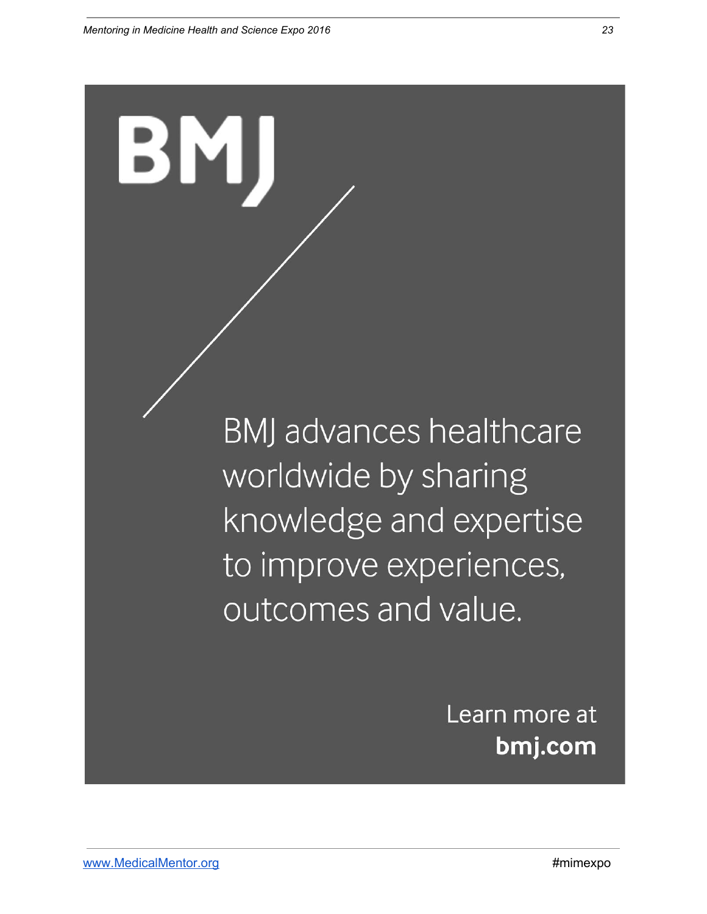# BMJ

BMJ advances healthcare worldwide by sharing knowledge and expertise to improve experiences, outcomes and value.

Learn more at
**bmj.com**